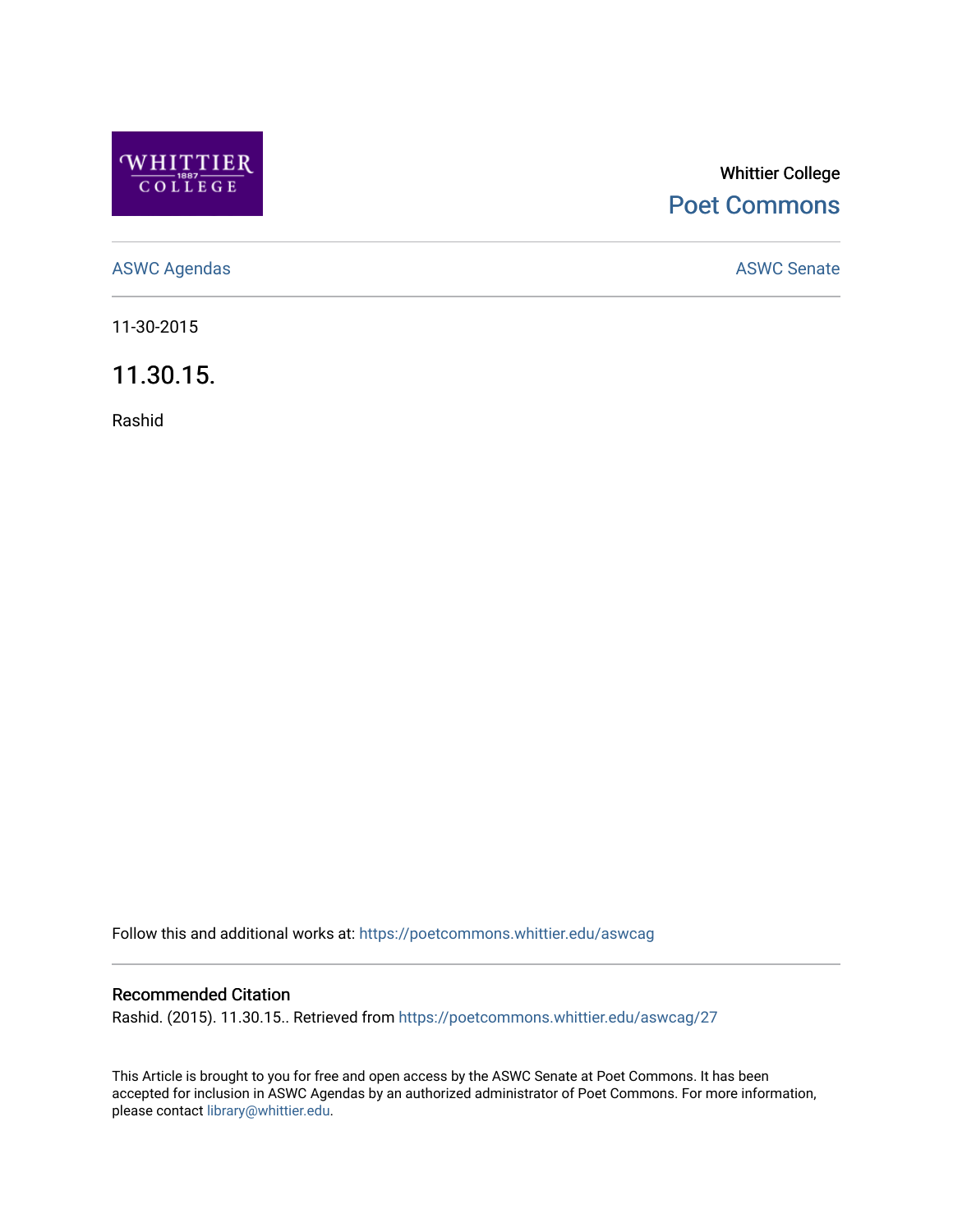Whittier College

Poet Commons

ASWC Agendas

ASWC Senate

11-30-2015

# 11.30.15.

Rashid

Follow this and additional works at: https://poetcommons.whittier.edu/aswcag

## Recommended Citation

Rashid. (2015). 11.30.15.. Retrieved from https://poetcommons.whittier.edu/aswcag/27

This Article is brought to you for free and open access by the ASWC Senate at Poet Commons. It has been accepted for inclusion in ASWC Agendas by an authorized administrator of Poet Commons. For more information, please contact library@whittier.edu.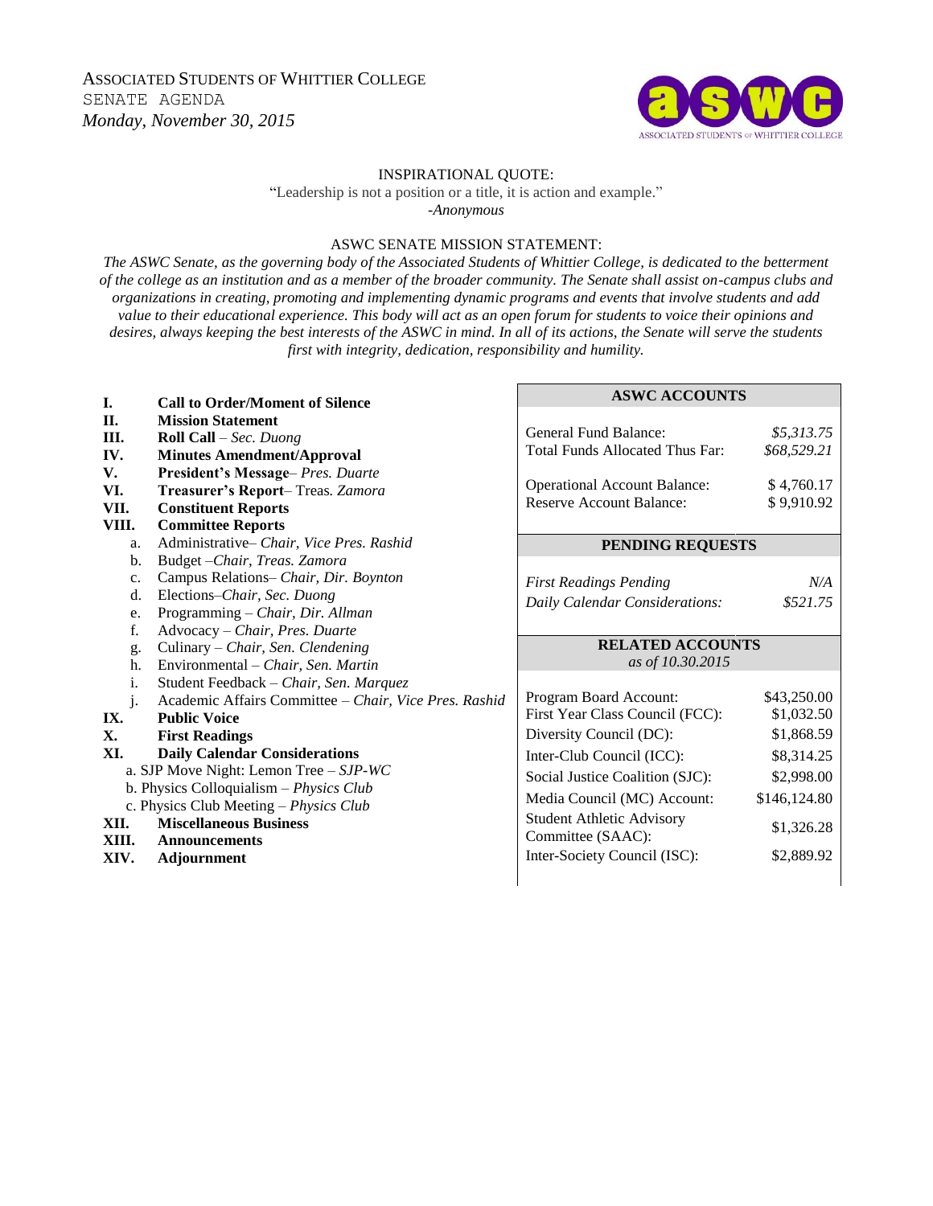ASSOCIATED STUDENTS OF WHITTIER COLLEGE
SENATE AGENDA
*Monday, November 30, 2015*

INSPIRATIONAL QUOTE:
"Leadership is not a position or a title, it is action and example."
*-Anonymous*

ASWC SENATE MISSION STATEMENT:
*The ASWC Senate, as the governing body of the Associated Students of Whittier College, is dedicated to the betterment of the college as an institution and as a member of the broader community. The Senate shall assist on-campus clubs and organizations in creating, promoting and implementing dynamic programs and events that involve students and add value to their educational experience. This body will act as an open forum for students to voice their opinions and desires, always keeping the best interests of the ASWC in mind. In all of its actions, the Senate will serve the students first with integrity, dedication, responsibility and humility.*

**I. Call to Order/Moment of Silence**
**II. Mission Statement**
**III. Roll Call** – *Sec. Duong*
**IV. Minutes Amendment/Approval**
**V. President's Message**– *Pres. Duarte*
**VI. Treasurer's Report**– Treas*. Zamora*
**VII. Constituent Reports**
**VIII. Committee Reports**
  a. Administrative– *Chair, Vice Pres. Rashid*
  b. Budget –*Chair, Treas. Zamora*
  c. Campus Relations– *Chair, Dir. Boynton*
  d. Elections–*Chair, Sec. Duong*
  e. Programming – *Chair, Dir. Allman*
  f. Advocacy – *Chair, Pres. Duarte*
  g. Culinary – *Chair, Sen. Clendening*
  h. Environmental – *Chair, Sen. Martin*
  i. Student Feedback – *Chair, Sen. Marquez*
  j. Academic Affairs Committee – *Chair, Vice Pres. Rashid*
**IX. Public Voice**
**X. First Readings**
**XI. Daily Calendar Considerations**
  a. SJP Move Night: Lemon Tree – *SJP-WC*
  b. Physics Colloquialism – *Physics Club*
  c. Physics Club Meeting – *Physics Club*
**XII. Miscellaneous Business**
**XIII. Announcements**
**XIV. Adjournment**

| ASWC ACCOUNTS | |
|---|---|
| General Fund Balance: | *$5,313.75* |
| Total Funds Allocated Thus Far: | *$68,529.21* |
| Operational Account Balance: | $ 4,760.17 |
| Reserve Account Balance: | $ 9,910.92 |
| **PENDING REQUESTS** | |
| *First Readings Pending* | *N/A* |
| *Daily Calendar Considerations:* | *$521.75* |
| **RELATED ACCOUNTS** *as of 10.30.2015* | |
| Program Board Account: | $43,250.00 |
| First Year Class Council (FCC): | $1,032.50 |
| Diversity Council (DC): | $1,868.59 |
| Inter-Club Council (ICC): | $8,314.25 |
| Social Justice Coalition (SJC): | $2,998.00 |
| Media Council (MC) Account: | $146,124.80 |
| Student Athletic Advisory Committee (SAAC): | $1,326.28 |
| Inter-Society Council (ISC): | $2,889.92 |